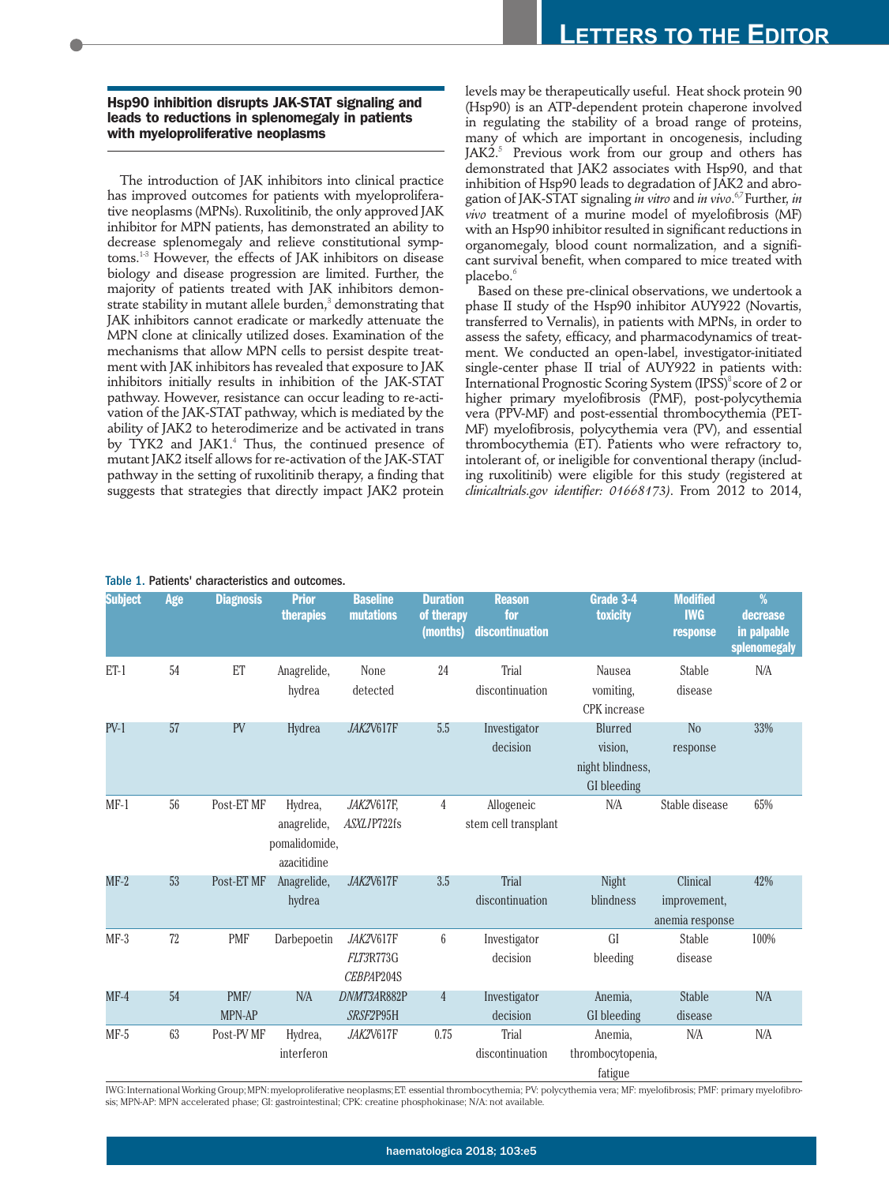## Hsp90 inhibition disrupts JAK-STAT signaling and leads to reductions in splenomegaly in patients with myeloproliferative neoplasms

The introduction of JAK inhibitors into clinical practice has improved outcomes for patients with myeloproliferative neoplasms (MPNs). Ruxolitinib, the only approved JAK inhibitor for MPN patients, has demonstrated an ability to decrease splenomegaly and relieve constitutional symptoms.[1-3] However, the effects of JAK inhibitors on disease biology and disease progression are limited. Further, the majority of patients treated with JAK inhibitors demonstrate stability in mutant allele burden,[3] demonstrating that JAK inhibitors cannot eradicate or markedly attenuate the MPN clone at clinically utilized doses. Examination of the mechanisms that allow MPN cells to persist despite treatment with JAK inhibitors has revealed that exposure to JAK inhibitors initially results in inhibition of the JAK-STAT pathway. However, resistance can occur leading to re-activation of the JAK-STAT pathway, which is mediated by the ability of JAK2 to heterodimerize and be activated in trans by TYK2 and JAK1.[4] Thus, the continued presence of mutant JAK2 itself allows for re-activation of the JAK-STAT pathway in the setting of ruxolitinib therapy, a finding that suggests that strategies that directly impact JAK2 protein levels may be therapeutically useful. Heat shock protein 90 (Hsp90) is an ATP-dependent protein chaperone involved in regulating the stability of a broad range of proteins, many of which are important in oncogenesis, including JAK2.[5] Previous work from our group and others has demonstrated that JAK2 associates with Hsp90, and that inhibition of Hsp90 leads to degradation of JAK2 and abrogation of JAK-STAT signaling *in vitro* and *in vivo*.[6,7] Further, *in vivo* treatment of a murine model of myelofibrosis (MF) with an Hsp90 inhibitor resulted in significant reductions in organomegaly, blood count normalization, and a significant survival benefit, when compared to mice treated with placebo.[6]

Based on these pre-clinical observations, we undertook a phase II study of the Hsp90 inhibitor AUY922 (Novartis, transferred to Vernalis), in patients with MPNs, in order to assess the safety, efficacy, and pharmacodynamics of treatment. We conducted an open-label, investigator-initiated single-center phase II trial of AUY922 in patients with: International Prognostic Scoring System (IPSS)[3] score of 2 or higher primary myelofibrosis (PMF), post-polycythemia vera (PPV-MF) and post-essential thrombocythemia (PET-MF) myelofibrosis, polycythemia vera (PV), and essential thrombocythemia (ET). Patients who were refractory to, intolerant of, or ineligible for conventional therapy (including ruxolitinib) were eligible for this study (registered at *clinicaltrials.gov identifier: 01668173)*. From 2012 to 2014,

Table 1. Patients' characteristics and outcomes.

| Subject | Age | Diagnosis | Prior therapies | Baseline mutations | Duration of therapy (months) | Reason for discontinuation | Grade 3-4 toxicity | Modified IWG response | % decrease in palpable splenomegaly |
|---|---|---|---|---|---|---|---|---|---|
| ET-1 | 54 | ET | Anagrelide, hydrea | None detected | 24 | Trial discontinuation | Nausea vomiting, CPK increase | Stable disease | N/A |
| PV-1 | 57 | PV | Hydrea | *JAK2*V617F | 5.5 | Investigator decision | Blurred vision, night blindness, GI bleeding | No response | 33% |
| MF-1 | 56 | Post-ET MF | Hydrea, anagrelide, pomalidomide, azacitidine | *JAK2*V617F, *ASXL1*P722fs | 4 | Allogeneic stem cell transplant | N/A | Stable disease | 65% |
| MF-2 | 53 | Post-ET MF | Anagrelide, hydrea | *JAK2*V617F | 3.5 | Trial discontinuation | Night blindness | Clinical improvement, anemia response | 42% |
| MF-3 | 72 | PMF | Darbepoetin | *JAK2*V617F *FLT3*R773G *CEBPA*P204S | 6 | Investigator decision | GI bleeding | Stable disease | 100% |
| MF-4 | 54 | PMF/ MPN-AP | N/A | *DNMT3A*R882P *SRSF2*P95H | 4 | Investigator decision | Anemia, GI bleeding | Stable disease | N/A |
| MF-5 | 63 | Post-PV MF | Hydrea, interferon | *JAK2*V617F | 0.75 | Trial discontinuation | Anemia, thrombocytopenia, fatigue | N/A | N/A |

IWG: International Working Group; MPN: myeloproliferative neoplasms; ET: essential thrombocythemia; PV: polycythemia vera; MF: myelofibrosis; PMF: primary myelofibrosis; MPN-AP: MPN accelerated phase; GI: gastrointestinal; CPK: creatine phosphokinase; N/A: not available.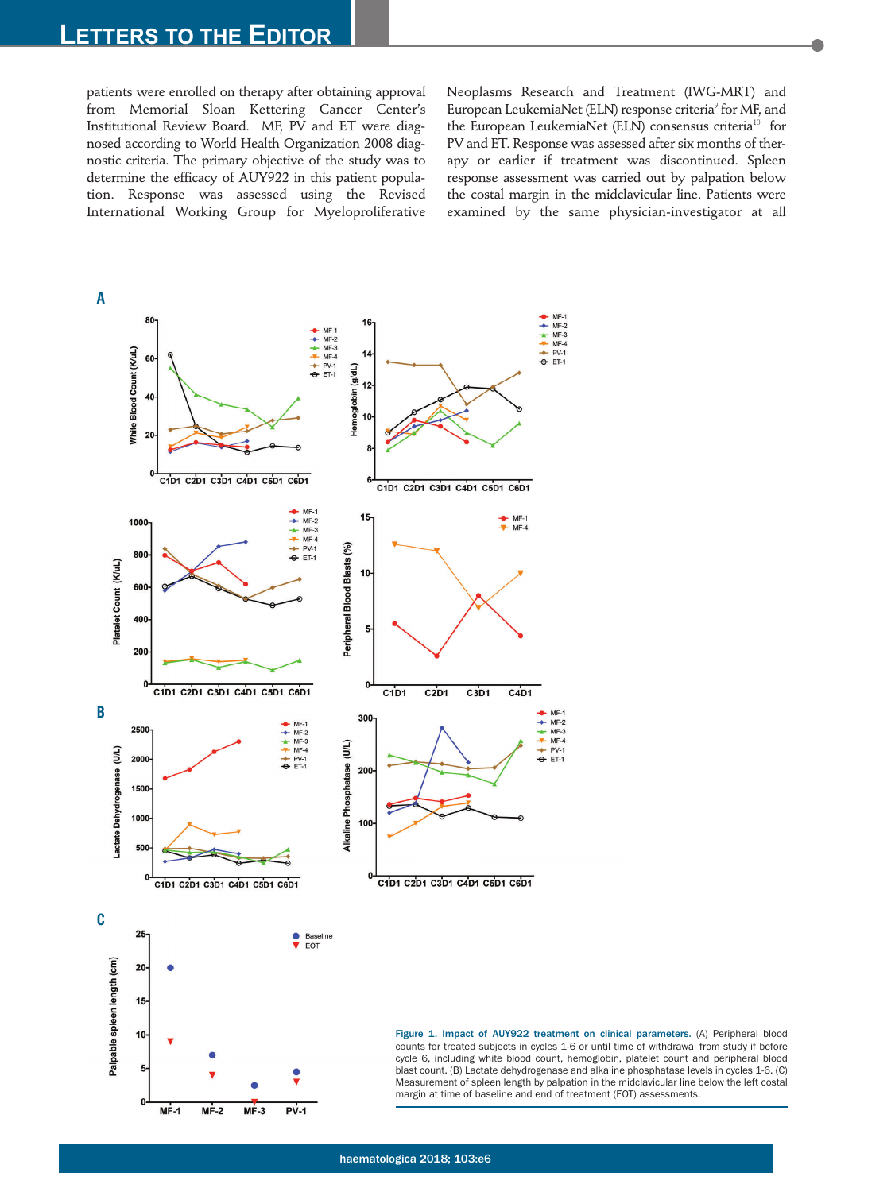patients were enrolled on therapy after obtaining approval from Memorial Sloan Kettering Cancer Center's Institutional Review Board. MF, PV and ET were diagnosed according to World Health Organization 2008 diagnostic criteria. The primary objective of the study was to determine the efficacy of AUY922 in this patient population. Response was assessed using the Revised International Working Group for Myeloproliferative Neoplasms Research and Treatment (IWG-MRT) and European LeukemiaNet (ELN) response criteria[9] for MF, and the European LeukemiaNet (ELN) consensus criteria[10] for PV and ET. Response was assessed after six months of therapy or earlier if treatment was discontinued. Spleen response assessment was carried out by palpation below the costal margin in the midclavicular line. Patients were examined by the same physician-investigator at all

**Figure 1. Impact of AUY922 treatment on clinical parameters.** (A) Peripheral blood counts for treated subjects in cycles 1-6 or until time of withdrawal from study if before cycle 6, including white blood count, hemoglobin, platelet count and peripheral blood blast count. (B) Lactate dehydrogenase and alkaline phosphatase levels in cycles 1-6. (C) Measurement of spleen length by palpation in the midclavicular line below the left costal margin at time of baseline and end of treatment (EOT) assessments.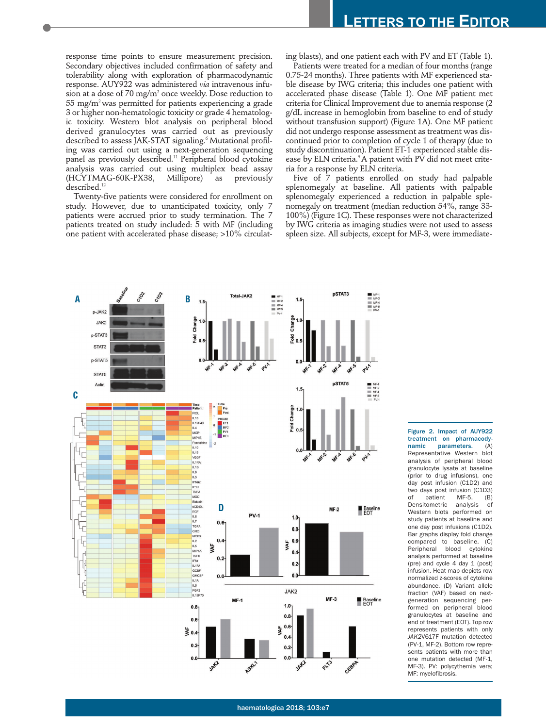response time points to ensure measurement precision. Secondary objectives included confirmation of safety and tolerability along with exploration of pharmacodynamic response. AUY922 was administered *via* intravenous infusion at a dose of 70 mg/m$^2$ once weekly. Dose reduction to 55 mg/m$^2$ was permitted for patients experiencing a grade 3 or higher non-hematologic toxicity or grade 4 hematologic toxicity. Western blot analysis on peripheral blood derived granulocytes was carried out as previously described to assess JAK-STAT signaling.[6] Mutational profiling was carried out using a next-generation sequencing panel as previously described.[11] Peripheral blood cytokine analysis was carried out using multiplex bead assay (HCYTMAG-60K-PX38, Millipore) as previously described.[12]

Twenty-five patients were considered for enrollment on study. However, due to unanticipated toxicity, only 7 patients were accrued prior to study termination. The 7 patients treated on study included: 5 with MF (including one patient with accelerated phase disease; >10% circulating blasts), and one patient each with PV and ET (Table 1).

Patients were treated for a median of four months (range 0.75-24 months). Three patients with MF experienced stable disease by IWG criteria; this includes one patient with accelerated phase disease (Table 1). One MF patient met criteria for Clinical Improvement due to anemia response (2 g/dL increase in hemoglobin from baseline to end of study without transfusion support) (Figure 1A). One MF patient did not undergo response assessment as treatment was discontinued prior to completion of cycle 1 of therapy (due to study discontinuation). Patient ET-1 experienced stable disease by ELN criteria.[9] A patient with PV did not meet criteria for a response by ELN criteria.

Five of 7 patients enrolled on study had palpable splenomegaly at baseline. All patients with palpable splenomegaly experienced a reduction in palpable splenomegaly on treatment (median reduction 54%, range 33-100%) (Figure 1C). These responses were not characterized by IWG criteria as imaging studies were not used to assess spleen size. All subjects, except for MF-3, were immediate-

**Figure 2. Impact of AUY922 treatment on pharmacodynamic parameters.** (A) Representative Western blot analysis of peripheral blood granulocyte lysate at baseline (prior to drug infusions), one day post infusion (C1D2) and two days post infusion (C1D3) of patient MF-5. (B) Densitometric analysis of Western blots performed on study patients at baseline and one day post infusions (C1D2). Bar graphs display fold change compared to baseline. (C) Peripheral blood cytokine analysis performed at baseline (pre) and cycle 4 day 1 (post) infusion. Heat map depicts row normalized z-scores of cytokine abundance. (D) Variant allele fraction (VAF) based on next-generation sequencing performed on peripheral blood granulocytes at baseline and end of treatment (EOT). Top row represents patients with only *JAK2*V617F mutation detected (PV-1, MF-2). Bottom row represents patients with more than one mutation detected (MF-1, MF-3). PV: polycythemia vera; MF: myelofibrosis.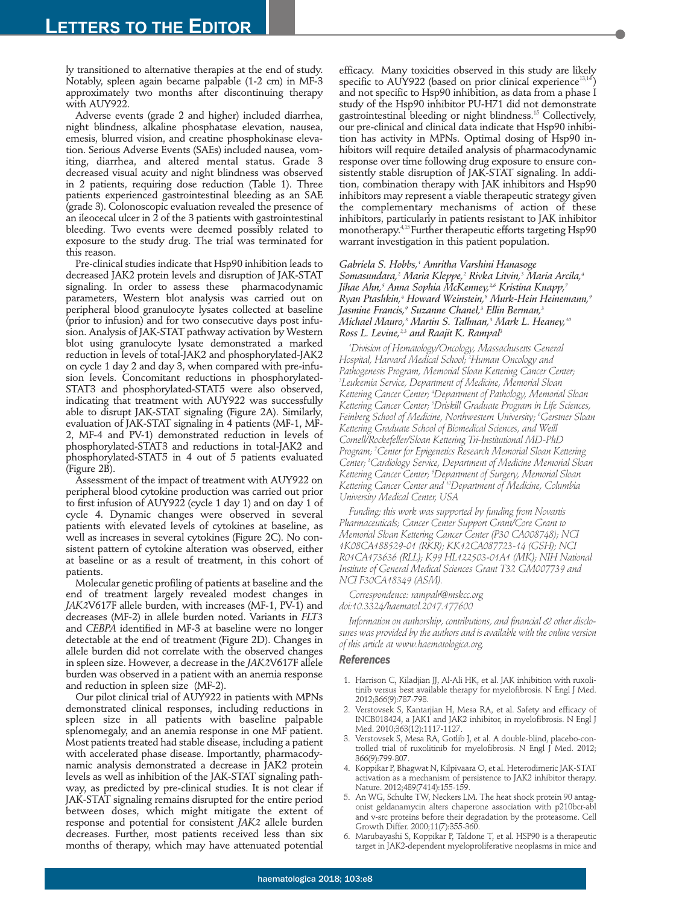ly transitioned to alternative therapies at the end of study. Notably, spleen again became palpable (1-2 cm) in MF-3 approximately two months after discontinuing therapy with AUY922.

Adverse events (grade 2 and higher) included diarrhea, night blindness, alkaline phosphatase elevation, nausea, emesis, blurred vision, and creatine phosphokinase elevation. Serious Adverse Events (SAEs) included nausea, vomiting, diarrhea, and altered mental status. Grade 3 decreased visual acuity and night blindness was observed in 2 patients, requiring dose reduction (Table 1). Three patients experienced gastrointestinal bleeding as an SAE (grade 3). Colonoscopic evaluation revealed the presence of an ileocecal ulcer in 2 of the 3 patients with gastrointestinal bleeding. Two events were deemed possibly related to exposure to the study drug. The trial was terminated for this reason.

Pre-clinical studies indicate that Hsp90 inhibition leads to decreased JAK2 protein levels and disruption of JAK-STAT signaling. In order to assess these pharmacodynamic parameters, Western blot analysis was carried out on peripheral blood granulocyte lysates collected at baseline (prior to infusion) and for two consecutive days post infusion. Analysis of JAK-STAT pathway activation by Western blot using granulocyte lysate demonstrated a marked reduction in levels of total-JAK2 and phosphorylated-JAK2 on cycle 1 day 2 and day 3, when compared with pre-infusion levels. Concomitant reductions in phosphorylated-STAT3 and phosphorylated-STAT5 were also observed, indicating that treatment with AUY922 was successfully able to disrupt JAK-STAT signaling (Figure 2A). Similarly, evaluation of JAK-STAT signaling in 4 patients (MF-1, MF-2, MF-4 and PV-1) demonstrated reduction in levels of phosphorylated-STAT3 and reductions in total-JAK2 and phosphorylated-STAT5 in 4 out of 5 patients evaluated (Figure 2B).

Assessment of the impact of treatment with AUY922 on peripheral blood cytokine production was carried out prior to first infusion of AUY922 (cycle 1 day 1) and on day 1 of cycle 4. Dynamic changes were observed in several patients with elevated levels of cytokines at baseline, as well as increases in several cytokines (Figure 2C). No consistent pattern of cytokine alteration was observed, either at baseline or as a result of treatment, in this cohort of patients.

Molecular genetic profiling of patients at baseline and the end of treatment largely revealed modest changes in *JAK2*V617F allele burden, with increases (MF-1, PV-1) and decreases (MF-2) in allele burden noted. Variants in *FLT3* and *CEBPA* identified in MF-3 at baseline were no longer detectable at the end of treatment (Figure 2D). Changes in allele burden did not correlate with the observed changes in spleen size. However, a decrease in the *JAK2*V617F allele burden was observed in a patient with an anemia response and reduction in spleen size (MF-2).

Our pilot clinical trial of AUY922 in patients with MPNs demonstrated clinical responses, including reductions in spleen size in all patients with baseline palpable splenomegaly, and an anemia response in one MF patient. Most patients treated had stable disease, including a patient with accelerated phase disease. Importantly, pharmacodynamic analysis demonstrated a decrease in JAK2 protein levels as well as inhibition of the JAK-STAT signaling pathway, as predicted by pre-clinical studies. It is not clear if JAK-STAT signaling remains disrupted for the entire period between doses, which might mitigate the extent of response and potential for consistent *JAK2* allele burden decreases. Further, most patients received less than six months of therapy, which may have attenuated potential efficacy. Many toxicities observed in this study are likely specific to AUY922 (based on prior clinical experience[13,14]) and not specific to Hsp90 inhibition, as data from a phase I study of the Hsp90 inhibitor PU-H71 did not demonstrate gastrointestinal bleeding or night blindness.[15] Collectively, our pre-clinical and clinical data indicate that Hsp90 inhibition has activity in MPNs. Optimal dosing of Hsp90 inhibitors will require detailed analysis of pharmacodynamic response over time following drug exposure to ensure consistently stable disruption of JAK-STAT signaling. In addition, combination therapy with JAK inhibitors and Hsp90 inhibitors may represent a viable therapeutic strategy given the complementary mechanisms of action of these inhibitors, particularly in patients resistant to JAK inhibitor monotherapy.[4,15] Further therapeutic efforts targeting Hsp90 warrant investigation in this patient population.

*Gabriela S. Hobbs,[1] Amritha Varshini Hanasoge Somasundara,[2] Maria Kleppe,[2] Rivka Litvin,[3] Maria Arcila,[4] Jihae Ahn,[5] Anna Sophia McKenney,[2,6] Kristina Knapp,[7] Ryan Ptashkin,[4] Howard Weinstein,[8] Murk-Hein Heinemann,[9] Jasmine Francis,[9] Suzanne Chanel,[3] Ellin Berman,[3] Michael Mauro,[3] Martin S. Tallman,[3] Mark L. Heaney,[10] Ross L. Levine,[2,3] and Raajit K. Rampal[3]*

*[1]Division of Hematology/Oncology, Massachusetts General Hospital, Harvard Medical School; [2]Human Oncology and Pathogenesis Program, Memorial Sloan Kettering Cancer Center; [3]Leukemia Service, Department of Medicine, Memorial Sloan Kettering Cancer Center; [4]Department of Pathology, Memorial Sloan Kettering Cancer Center; [5]Driskill Graduate Program in Life Sciences, Feinberg School of Medicine, Northwestern University; [6]Gerstner Sloan Kettering Graduate School of Biomedical Sciences, and Weill Cornell/Rockefeller/Sloan Kettering Tri-Institutional MD-PhD Program; [7]Center for Epigenetics Research Memorial Sloan Kettering Center; [8]Cardiology Service, Department of Medicine Memorial Sloan Kettering Cancer Center; [9]Department of Surgery, Memorial Sloan Kettering Cancer Center and [10]Department of Medicine, Columbia University Medical Center, USA*

*Funding: this work was supported by funding from Novartis Pharmaceuticals; Cancer Center Support Grant/Core Grant to Memorial Sloan Kettering Cancer Center (P30 CA008748); NCI 1K08CA188529-01 (RKR); KK12CA087723-14 (GSH); NCI R01CA173636 (RLL); K99 HL122503-01A1 (MK); NIH National Institute of General Medical Sciences Grant T32 GM007739 and NCI F30CA18349 (ASM).*

*Correspondence: rampalr@mskcc.org*
*doi:10.3324/haematol.2017.177600*

*Information on authorship, contributions, and financial & other disclosures was provided by the authors and is available with the online version of this article at www.haematologica.org.*

## References

1. Harrison C, Kiladjian JJ, Al-Ali HK, et al. JAK inhibition with ruxolitinib versus best available therapy for myelofibrosis. N Engl J Med. 2012;366(9):787-798.
2. Verstovsek S, Kantarjian H, Mesa RA, et al. Safety and efficacy of INCB018424, a JAK1 and JAK2 inhibitor, in myelofibrosis. N Engl J Med. 2010;363(12):1117-1127.
3. Verstovsek S, Mesa RA, Gotlib J, et al. A double-blind, placebo-controlled trial of ruxolitinib for myelofibrosis. N Engl J Med. 2012; 366(9):799-807.
4. Koppikar P, Bhagwat N, Kilpivaara O, et al. Heterodimeric JAK-STAT activation as a mechanism of persistence to JAK2 inhibitor therapy. Nature. 2012;489(7414):155-159.
5. An WG, Schulte TW, Neckers LM. The heat shock protein 90 antagonist geldanamycin alters chaperone association with p210bcr-abl and v-src proteins before their degradation by the proteasome. Cell Growth Differ. 2000;11(7):355-360.
6. Marubayashi S, Koppikar P, Taldone T, et al. HSP90 is a therapeutic target in JAK2-dependent myeloproliferative neoplasms in mice and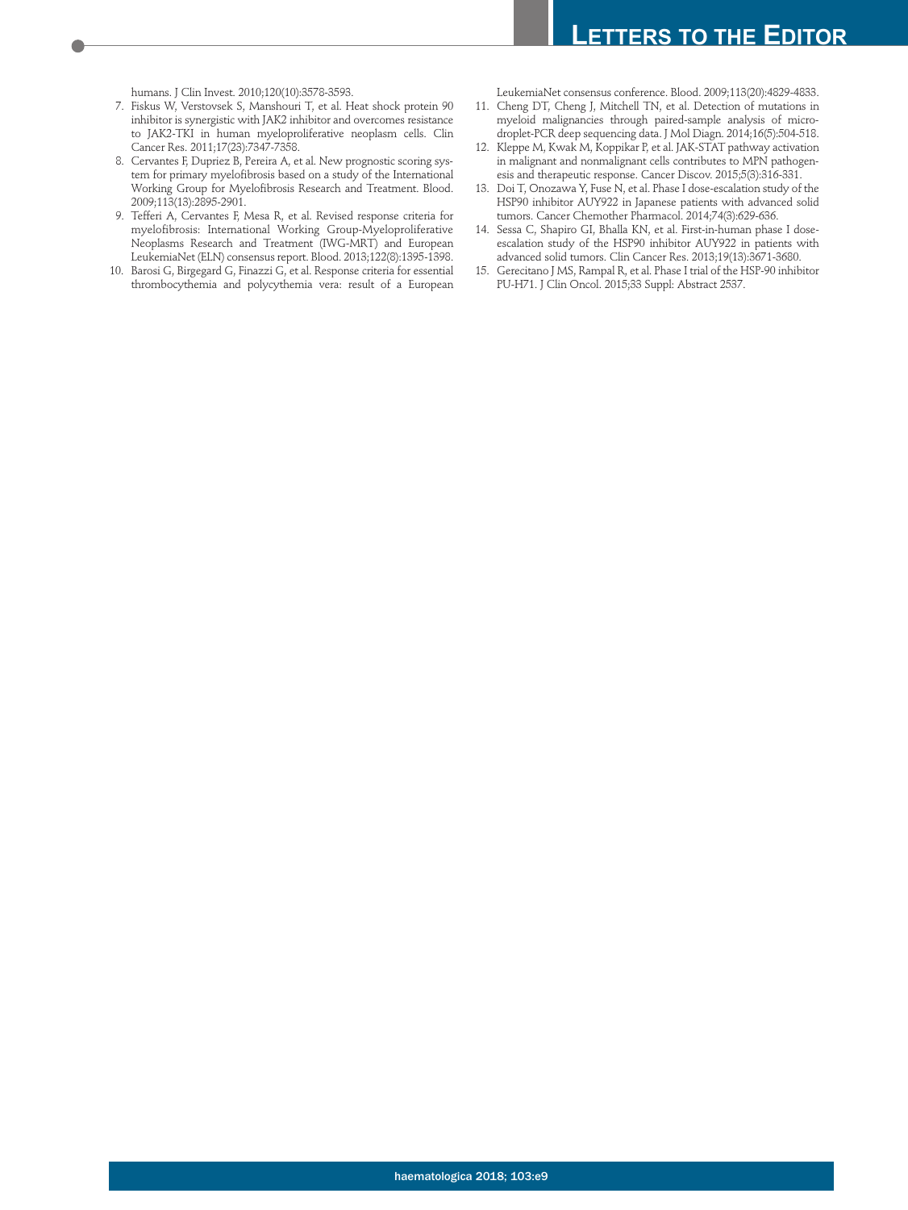humans. J Clin Invest. 2010;120(10):3578-3593.

7. Fiskus W, Verstovsek S, Manshouri T, et al. Heat shock protein 90 inhibitor is synergistic with JAK2 inhibitor and overcomes resistance to JAK2-TKI in human myeloproliferative neoplasm cells. Clin Cancer Res. 2011;17(23):7347-7358.
8. Cervantes F, Dupriez B, Pereira A, et al. New prognostic scoring system for primary myelofibrosis based on a study of the International Working Group for Myelofibrosis Research and Treatment. Blood. 2009;113(13):2895-2901.
9. Tefferi A, Cervantes F, Mesa R, et al. Revised response criteria for myelofibrosis: International Working Group-Myeloproliferative Neoplasms Research and Treatment (IWG-MRT) and European LeukemiaNet (ELN) consensus report. Blood. 2013;122(8):1395-1398.
10. Barosi G, Birgegard G, Finazzi G, et al. Response criteria for essential thrombocythemia and polycythemia vera: result of a European LeukemiaNet consensus conference. Blood. 2009;113(20):4829-4833.
11. Cheng DT, Cheng J, Mitchell TN, et al. Detection of mutations in myeloid malignancies through paired-sample analysis of microdroplet-PCR deep sequencing data. J Mol Diagn. 2014;16(5):504-518.
12. Kleppe M, Kwak M, Koppikar P, et al. JAK-STAT pathway activation in malignant and nonmalignant cells contributes to MPN pathogenesis and therapeutic response. Cancer Discov. 2015;5(3):316-331.
13. Doi T, Onozawa Y, Fuse N, et al. Phase I dose-escalation study of the HSP90 inhibitor AUY922 in Japanese patients with advanced solid tumors. Cancer Chemother Pharmacol. 2014;74(3):629-636.
14. Sessa C, Shapiro GI, Bhalla KN, et al. First-in-human phase I dose-escalation study of the HSP90 inhibitor AUY922 in patients with advanced solid tumors. Clin Cancer Res. 2013;19(13):3671-3680.
15. Gerecitano J MS, Rampal R, et al. Phase I trial of the HSP-90 inhibitor PU-H71. J Clin Oncol. 2015;33 Suppl: Abstract 2537.